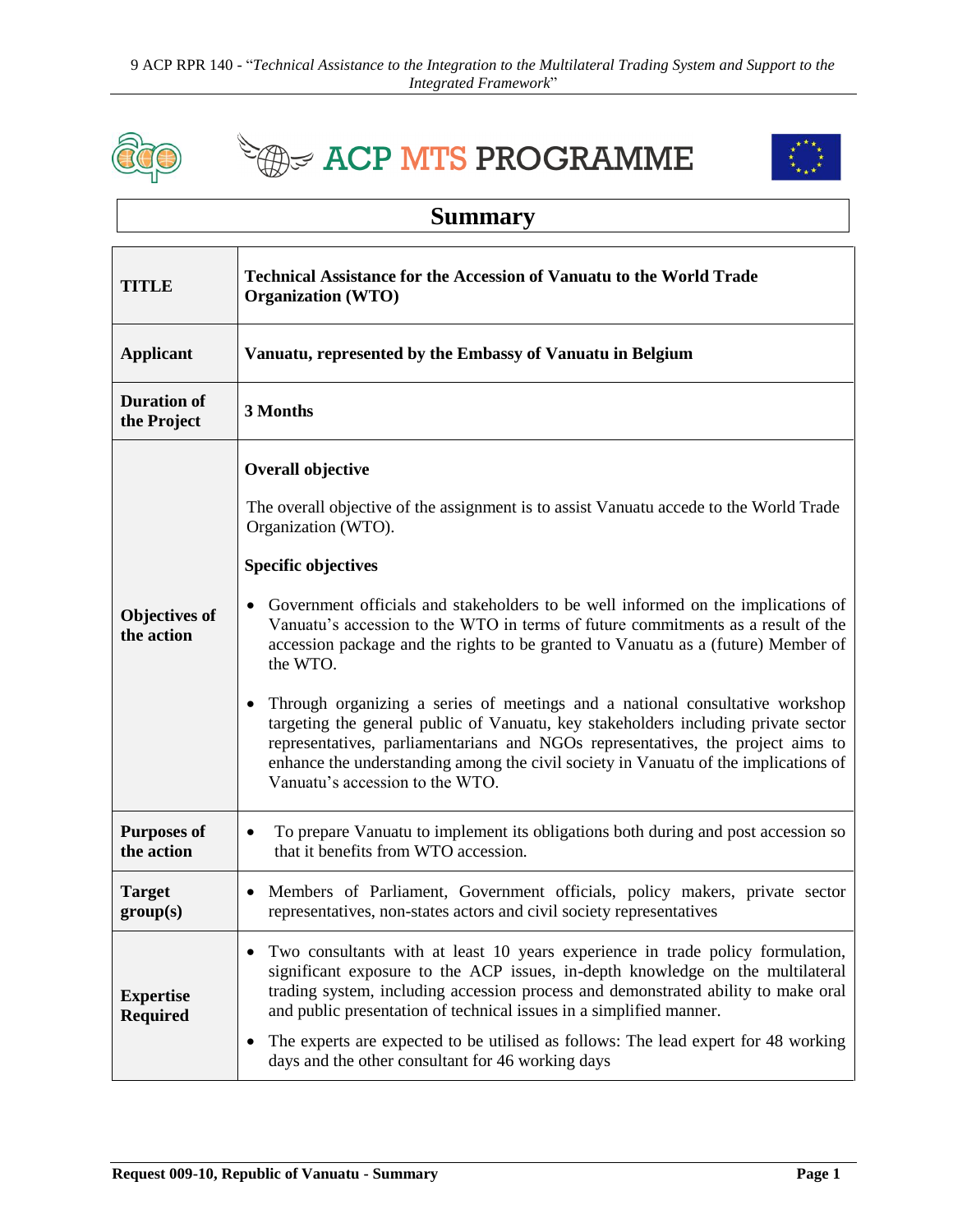ACP MTS PROGRAMME

# Summary

| | |
|---|---|
| **TITLE** | **Technical Assistance for the Accession of Vanuatu to the World Trade Organization (WTO)** |
| **Applicant** | **Vanuatu, represented by the Embassy of Vanuatu in Belgium** |
| **Duration of the Project** | **3 Months** |
| **Objectives of the action** | **Overall objective**<br><br>The overall objective of the assignment is to assist Vanuatu accede to the World Trade Organization (WTO).<br><br>**Specific objectives**<br><br>• Government officials and stakeholders to be well informed on the implications of Vanuatu's accession to the WTO in terms of future commitments as a result of the accession package and the rights to be granted to Vanuatu as a (future) Member of the WTO.<br><br>• Through organizing a series of meetings and a national consultative workshop targeting the general public of Vanuatu, key stakeholders including private sector representatives, parliamentarians and NGOs representatives, the project aims to enhance the understanding among the civil society in Vanuatu of the implications of Vanuatu's accession to the WTO. |
| **Purposes of the action** | • To prepare Vanuatu to implement its obligations both during and post accession so that it benefits from WTO accession. |
| **Target group(s)** | • Members of Parliament, Government officials, policy makers, private sector representatives, non-states actors and civil society representatives |
| **Expertise Required** | • Two consultants with at least 10 years experience in trade policy formulation, significant exposure to the ACP issues, in-depth knowledge on the multilateral trading system, including accession process and demonstrated ability to make oral and public presentation of technical issues in a simplified manner.<br><br>• The experts are expected to be utilised as follows: The lead expert for 48 working days and the other consultant for 46 working days |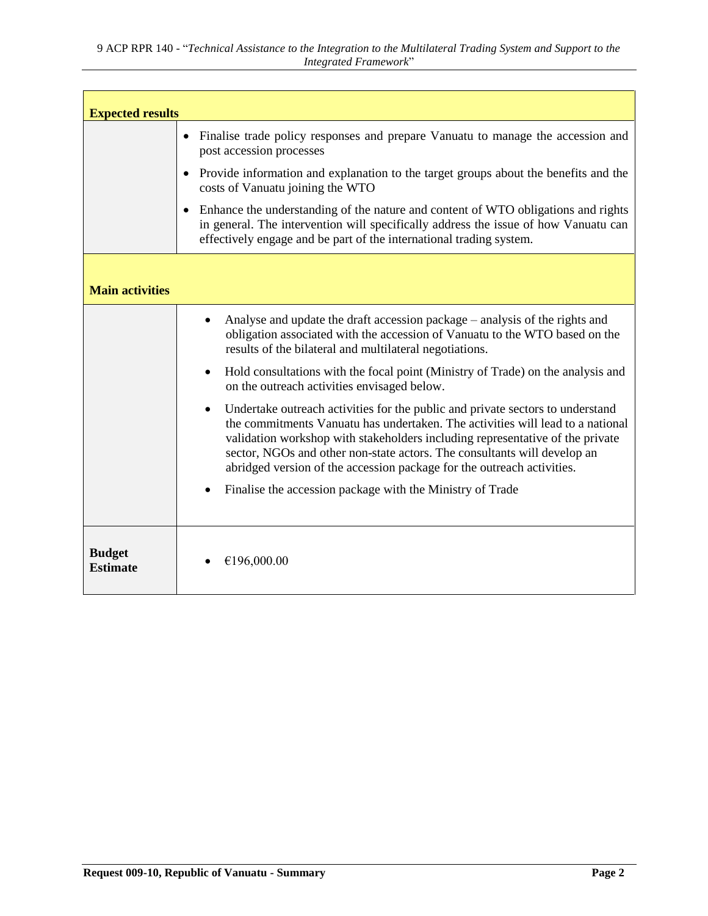| | |
|---|---|
| **Expected results** | |
| | • Finalise trade policy responses and prepare Vanuatu to manage the accession and post accession processes<br>• Provide information and explanation to the target groups about the benefits and the costs of Vanuatu joining the WTO<br>• Enhance the understanding of the nature and content of WTO obligations and rights in general. The intervention will specifically address the issue of how Vanuatu can effectively engage and be part of the international trading system. |
| **Main activities** | |
| | • Analyse and update the draft accession package – analysis of the rights and obligation associated with the accession of Vanuatu to the WTO based on the results of the bilateral and multilateral negotiations.<br>• Hold consultations with the focal point (Ministry of Trade) on the analysis and on the outreach activities envisaged below.<br>• Undertake outreach activities for the public and private sectors to understand the commitments Vanuatu has undertaken. The activities will lead to a national validation workshop with stakeholders including representative of the private sector, NGOs and other non-state actors. The consultants will develop an abridged version of the accession package for the outreach activities.<br>• Finalise the accession package with the Ministry of Trade |
| **Budget Estimate** | • €196,000.00 |